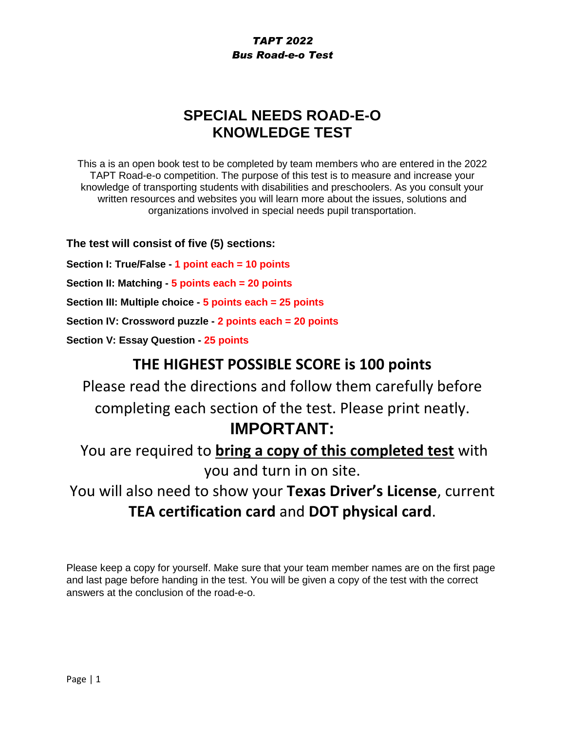*TAPT 2022*
***Bus Road-e-o Test***

# SPECIAL NEEDS ROAD-E-O KNOWLEDGE TEST

This a is an open book test to be completed by team members who are entered in the 2022 TAPT Road-e-o competition. The purpose of this test is to measure and increase your knowledge of transporting students with disabilities and preschoolers. As you consult your written resources and websites you will learn more about the issues, solutions and organizations involved in special needs pupil transportation.

**The test will consist of five (5) sections:**

**Section I: True/False - 1 point each = 10 points**

**Section II: Matching - 5 points each = 20 points**

**Section III: Multiple choice - 5 points each = 25 points**

**Section IV: Crossword puzzle - 2 points each = 20 points**

**Section V: Essay Question - 25 points**

## THE HIGHEST POSSIBLE SCORE is 100 points

Please read the directions and follow them carefully before completing each section of the test. Please print neatly.

## IMPORTANT:

You are required to **bring a copy of this completed test** with you and turn in on site.

You will also need to show your **Texas Driver's License**, current **TEA certification card** and **DOT physical card**.

Please keep a copy for yourself. Make sure that your team member names are on the first page and last page before handing in the test. You will be given a copy of the test with the correct answers at the conclusion of the road-e-o.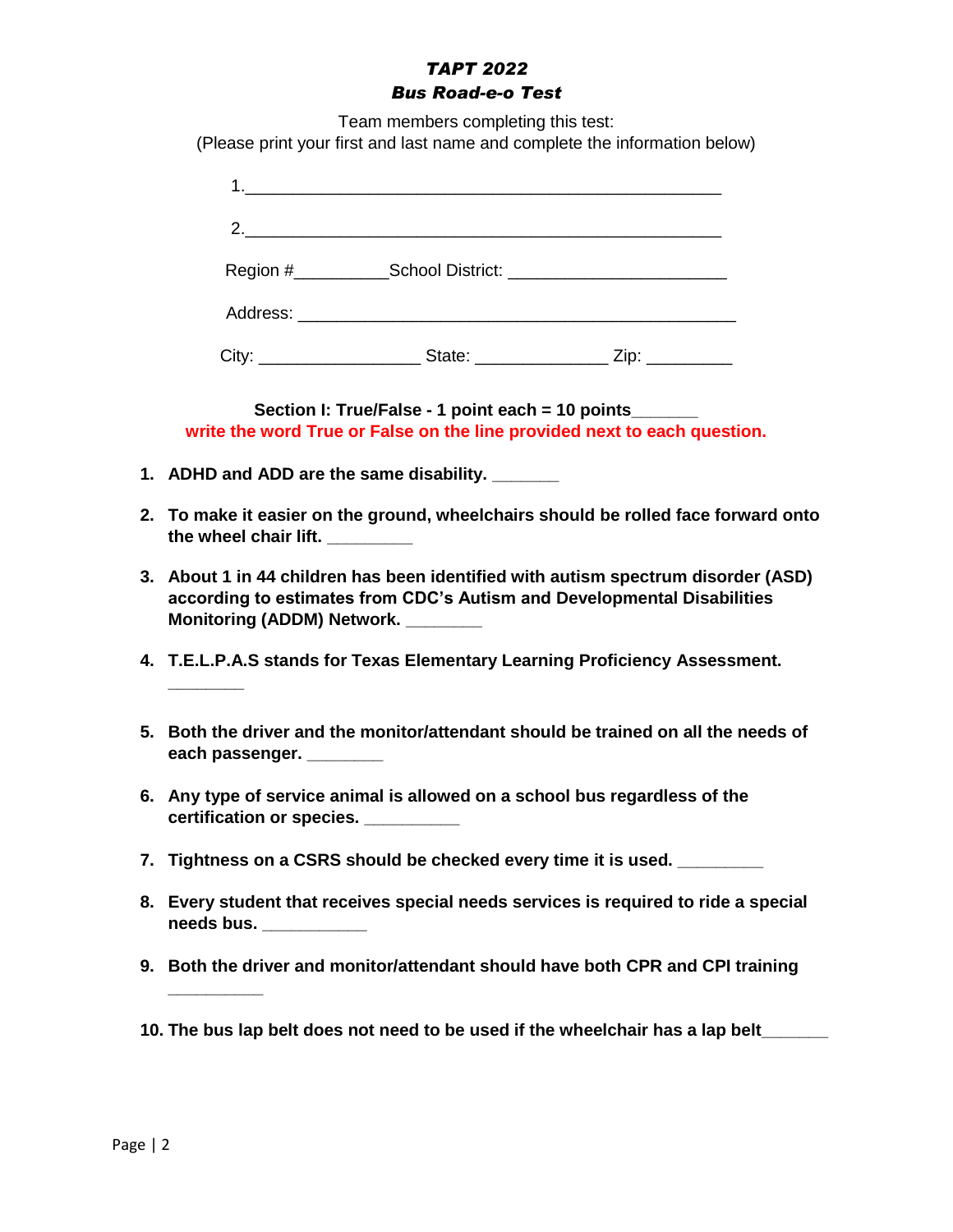# *TAPT 2022*
## *Bus Road-e-o Test*

Team members completing this test:
(Please print your first and last name and complete the information below)

1.________________________________________________

2.________________________________________________

Region #__________School District: ______________________

Address: _____________________________________________

City: ________________ State: _____________ Zip: _________

**Section I: True/False - 1 point each = 10 points_______**

**write the word True or False on the line provided next to each question.**

1. **ADHD and ADD are the same disability. _______**
2. **To make it easier on the ground, wheelchairs should be rolled face forward onto the wheel chair lift. _________**
3. **About 1 in 44 children has been identified with autism spectrum disorder (ASD) according to estimates from CDC's Autism and Developmental Disabilities Monitoring (ADDM) Network. ________**
4. **T.E.L.P.A.S stands for Texas Elementary Learning Proficiency Assessment. ________**
5. **Both the driver and the monitor/attendant should be trained on all the needs of each passenger. ________**
6. **Any type of service animal is allowed on a school bus regardless of the certification or species. __________**
7. **Tightness on a CSRS should be checked every time it is used. _________**
8. **Every student that receives special needs services is required to ride a special needs bus. ___________**
9. **Both the driver and monitor/attendant should have both CPR and CPI training __________**
10. **The bus lap belt does not need to be used if the wheelchair has a lap belt_______**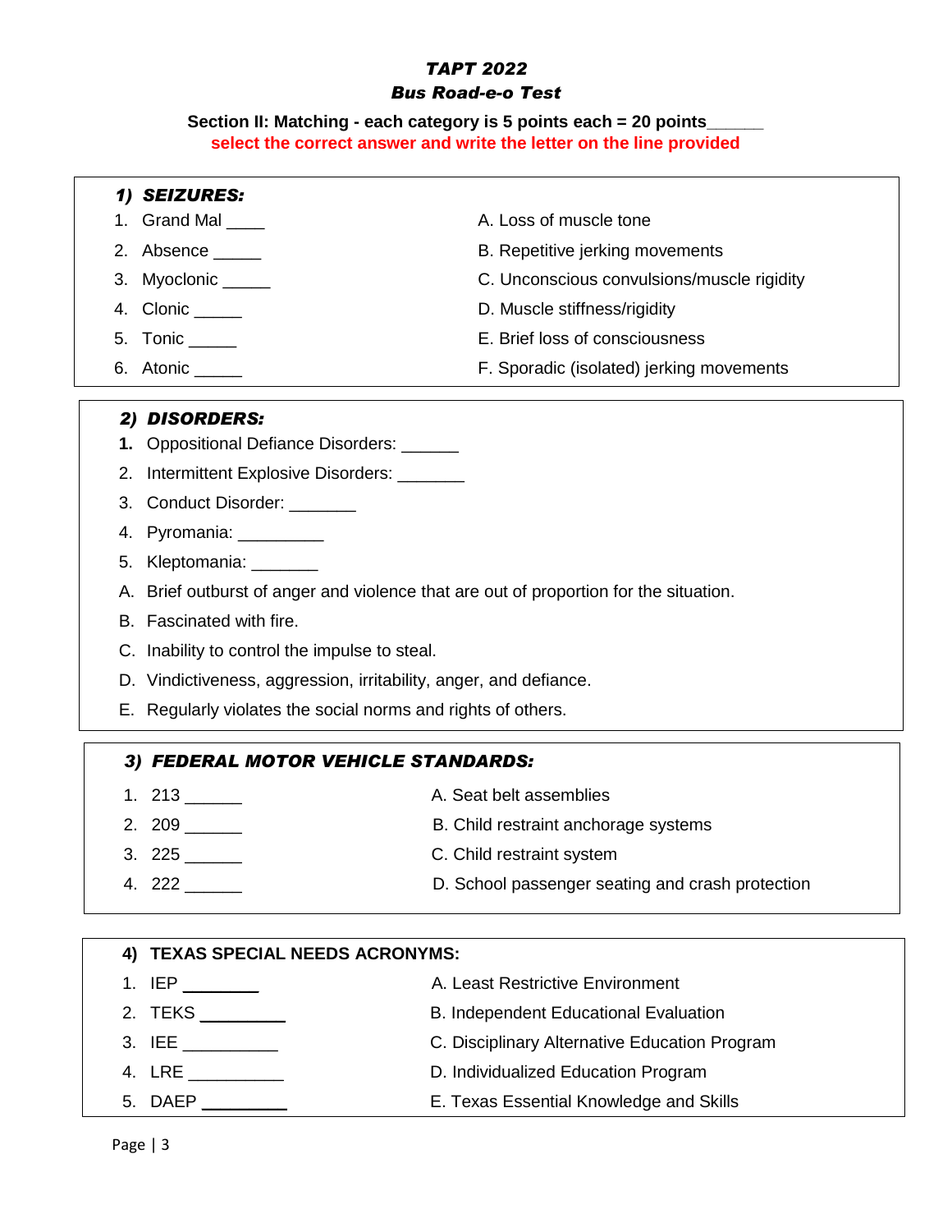# *TAPT 2022*

## *Bus Road-e-o Test*

**Section II: Matching - each category is 5 points each = 20 points______**

**select the correct answer and write the letter on the line provided**

### *1) SEIZURES:*

| | |
|---|---|
| 1. Grand Mal ____ | A. Loss of muscle tone |
| 2. Absence _____ | B. Repetitive jerking movements |
| 3. Myoclonic _____ | C. Unconscious convulsions/muscle rigidity |
| 4. Clonic _____ | D. Muscle stiffness/rigidity |
| 5. Tonic _____ | E. Brief loss of consciousness |
| 6. Atonic _____ | F. Sporadic (isolated) jerking movements |

### *2) DISORDERS:*

1. Oppositional Defiance Disorders: ______
2. Intermittent Explosive Disorders: _______
3. Conduct Disorder: _______
4. Pyromania: _________
5. Kleptomania: _______

A. Brief outburst of anger and violence that are out of proportion for the situation.
B. Fascinated with fire.
C. Inability to control the impulse to steal.
D. Vindictiveness, aggression, irritability, anger, and defiance.
E. Regularly violates the social norms and rights of others.

### *3) FEDERAL MOTOR VEHICLE STANDARDS:*

| | |
|---|---|
| 1. 213 ______ | A. Seat belt assemblies |
| 2. 209 ______ | B. Child restraint anchorage systems |
| 3. 225 ______ | C. Child restraint system |
| 4. 222 ______ | D. School passenger seating and crash protection |

### 4) TEXAS SPECIAL NEEDS ACRONYMS:

| | |
|---|---|
| 1. IEP ________ | A. Least Restrictive Environment |
| 2. TEKS _________ | B. Independent Educational Evaluation |
| 3. IEE __________ | C. Disciplinary Alternative Education Program |
| 4. LRE __________ | D. Individualized Education Program |
| 5. DAEP _________ | E. Texas Essential Knowledge and Skills |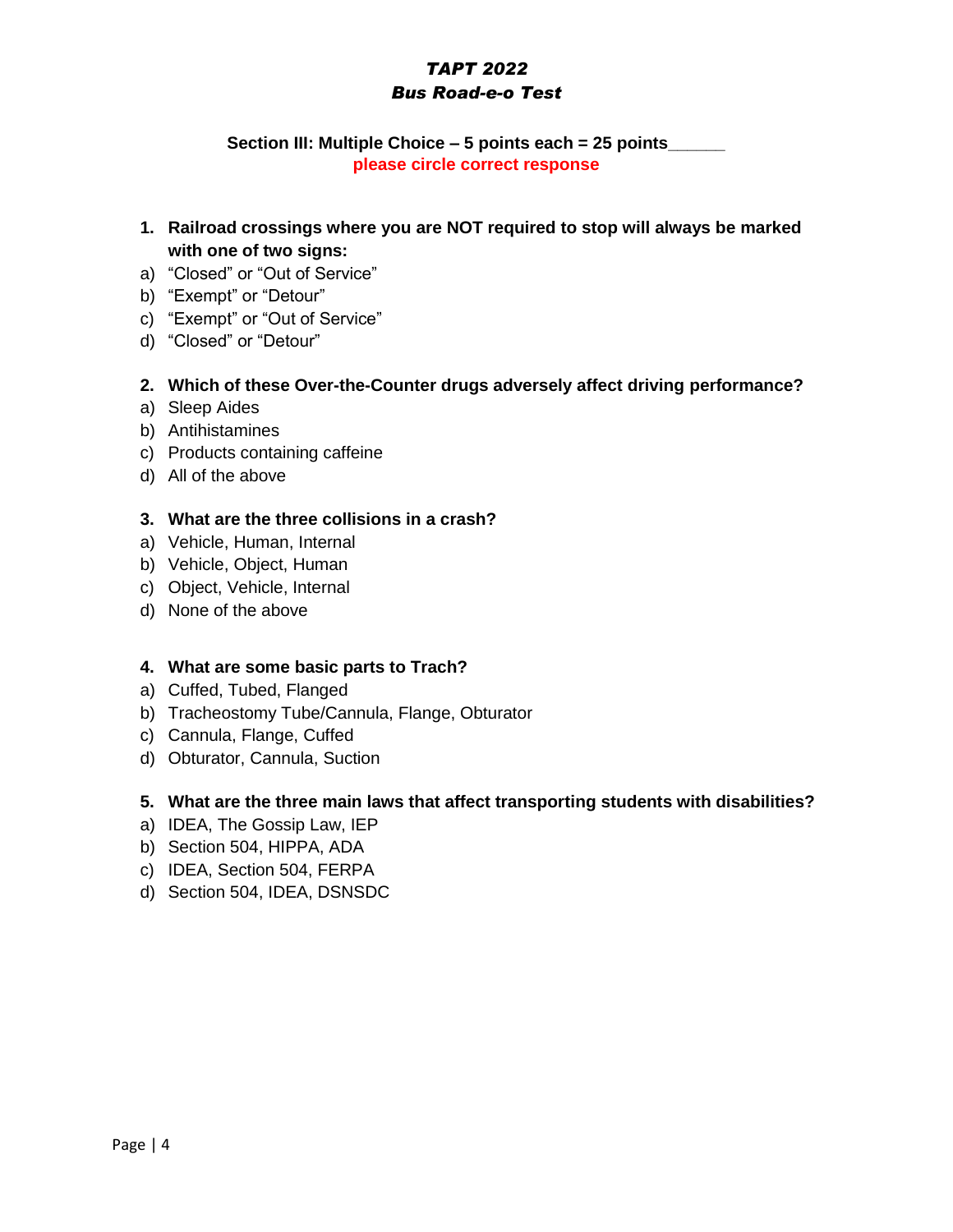***TAPT 2022***

***Bus Road-e-o Test***

**Section III: Multiple Choice – 5 points each = 25 points______**

**please circle correct response**

1. **Railroad crossings where you are NOT required to stop will always be marked with one of two signs:**

a) "Closed" or "Out of Service"

b) "Exempt" or "Detour"

c) "Exempt" or "Out of Service"

d) "Closed" or "Detour"

2. **Which of these Over-the-Counter drugs adversely affect driving performance?**

a) Sleep Aides

b) Antihistamines

c) Products containing caffeine

d) All of the above

3. **What are the three collisions in a crash?**

a) Vehicle, Human, Internal

b) Vehicle, Object, Human

c) Object, Vehicle, Internal

d) None of the above

4. **What are some basic parts to Trach?**

a) Cuffed, Tubed, Flanged

b) Tracheostomy Tube/Cannula, Flange, Obturator

c) Cannula, Flange, Cuffed

d) Obturator, Cannula, Suction

5. **What are the three main laws that affect transporting students with disabilities?**

a) IDEA, The Gossip Law, IEP

b) Section 504, HIPPA, ADA

c) IDEA, Section 504, FERPA

d) Section 504, IDEA, DSNSDC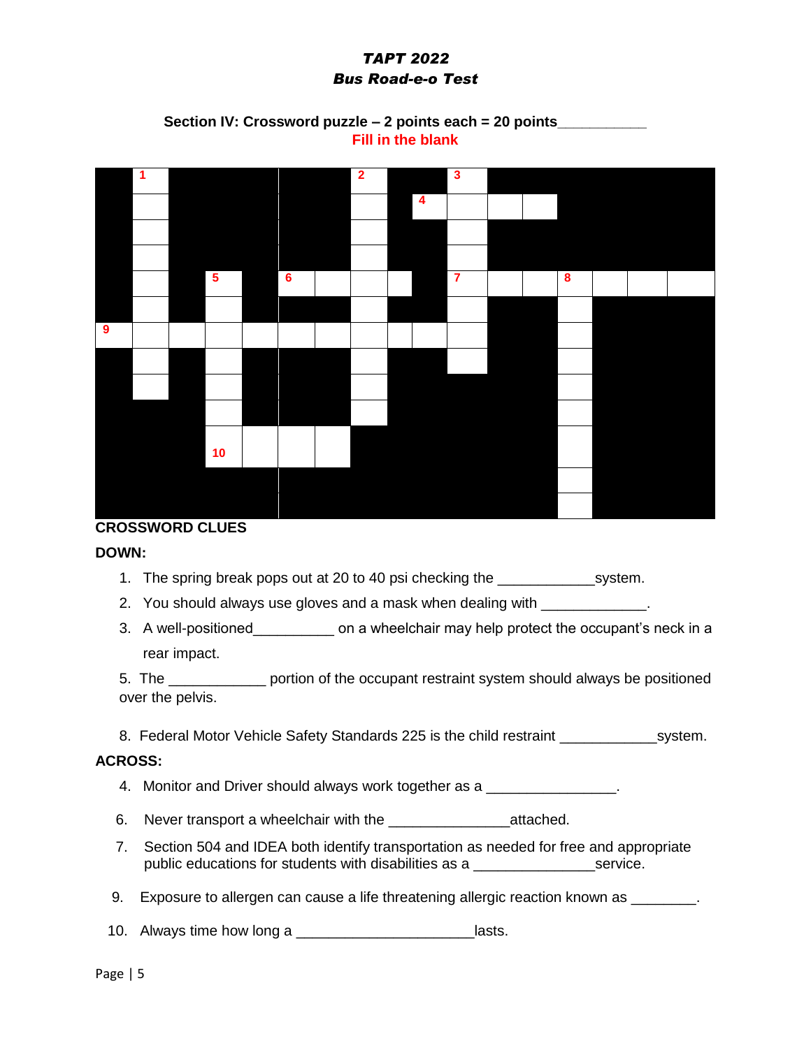# *TAPT 2022*
# *Bus Road-e-o Test*

**Section IV: Crossword puzzle – 2 points each = 20 points__________**

**Fill in the blank**

**CROSSWORD CLUES**

**DOWN:**

1. The spring break pops out at 20 to 40 psi checking the ____________system.
2. You should always use gloves and a mask when dealing with _____________.
3. A well-positioned__________ on a wheelchair may help protect the occupant's neck in a rear impact.

5. The ____________ portion of the occupant restraint system should always be positioned over the pelvis.

8. Federal Motor Vehicle Safety Standards 225 is the child restraint ____________system.

**ACROSS:**

4. Monitor and Driver should always work together as a ________________.

6. Never transport a wheelchair with the _______________attached.
7. Section 504 and IDEA both identify transportation as needed for free and appropriate public educations for students with disabilities as a _______________service.

9. Exposure to allergen can cause a life threatening allergic reaction known as ________.

10. Always time how long a ______________________lasts.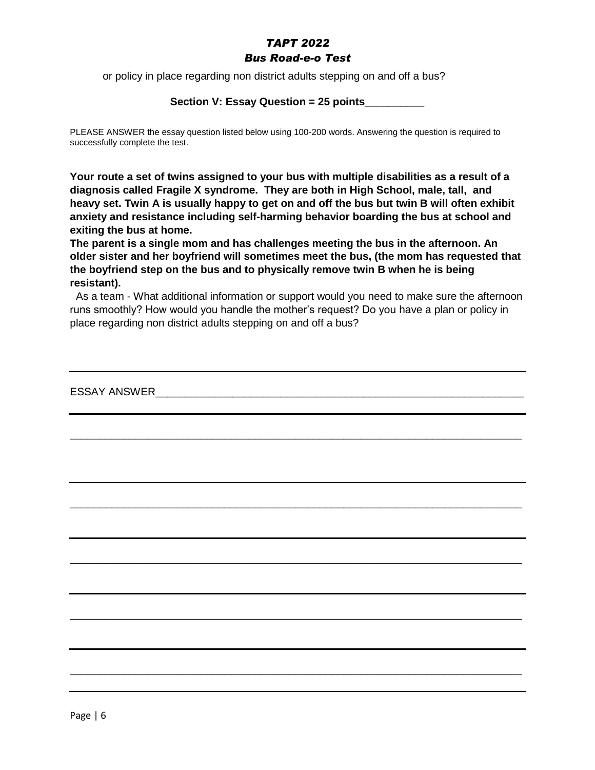or policy in place regarding non district adults stepping on and off a bus?

**Section V: Essay Question = 25 points_________**

PLEASE ANSWER the essay question listed below using 100-200 words. Answering the question is required to successfully complete the test.

**Your route a set of twins assigned to your bus with multiple disabilities as a result of a diagnosis called Fragile X syndrome. They are both in High School, male, tall, and heavy set. Twin A is usually happy to get on and off the bus but twin B will often exhibit anxiety and resistance including self-harming behavior boarding the bus at school and exiting the bus at home.**

**The parent is a single mom and has challenges meeting the bus in the afternoon. An older sister and her boyfriend will sometimes meet the bus, (the mom has requested that the boyfriend step on the bus and to physically remove twin B when he is being resistant).**

As a team - What additional information or support would you need to make sure the afternoon runs smoothly? How would you handle the mother's request? Do you have a plan or policy in place regarding non district adults stepping on and off a bus?

ESSAY ANSWER_______________________________________________________________

___________________________________________________________________________

___________________________________________________________________________

___________________________________________________________________________

___________________________________________________________________________

___________________________________________________________________________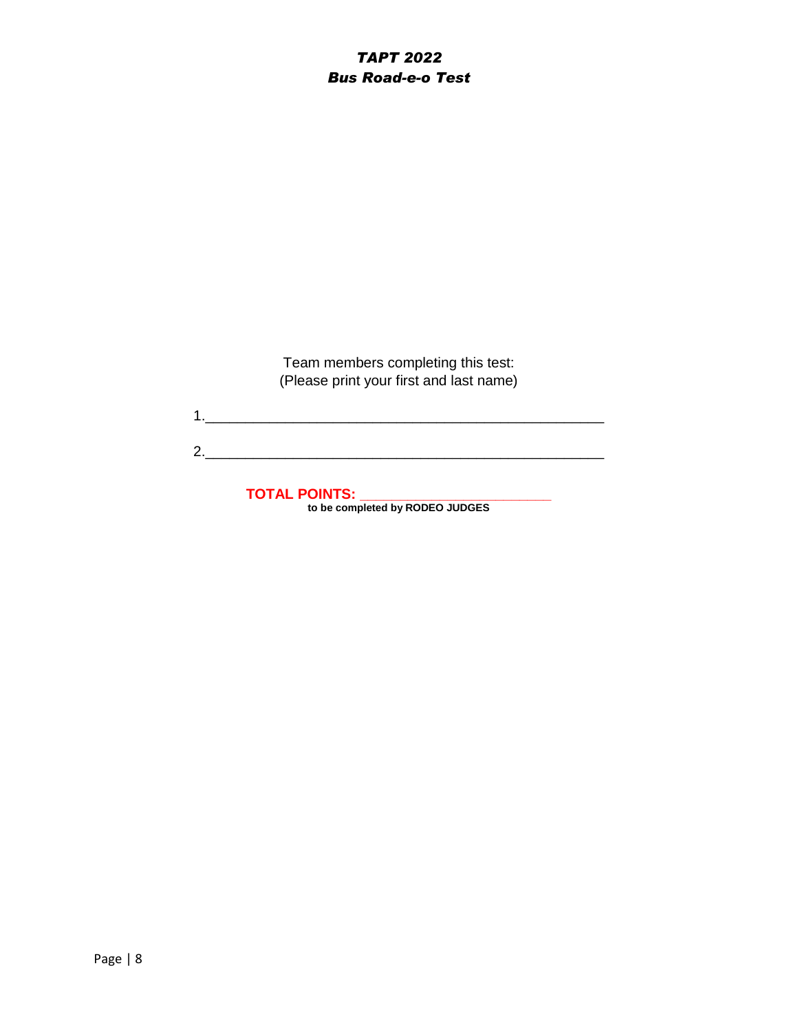***TAPT 2022***
***Bus Road-e-o Test***

Team members completing this test:
(Please print your first and last name)

1.______________________________________________

2.______________________________________________

**TOTAL POINTS: ______________________**
**to be completed by RODEO JUDGES**